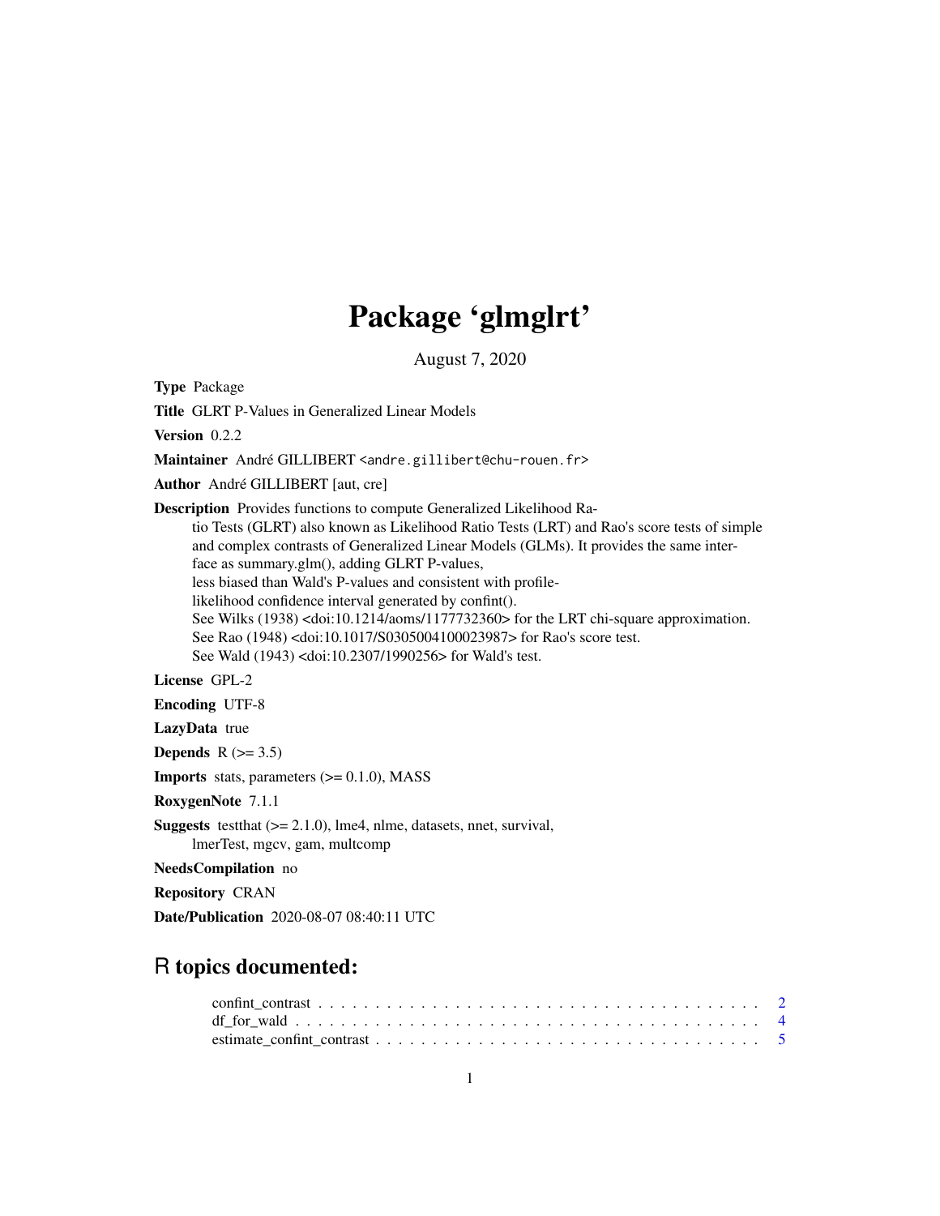# Package 'glmglrt'

August 7, 2020

**Type** Package

**Title** GLRT P-Values in Generalized Linear Models

**Version** 0.2.2

**Maintainer** André GILLIBERT <andre.gillibert@chu-rouen.fr>

**Author** André GILLIBERT [aut, cre]

**Description** Provides functions to compute Generalized Likelihood Ratio Tests (GLRT) also known as Likelihood Ratio Tests (LRT) and Rao's score tests of simple and complex contrasts of Generalized Linear Models (GLMs). It provides the same interface as summary.glm(), adding GLRT P-values, less biased than Wald's P-values and consistent with profile-likelihood confidence interval generated by confint().
See Wilks (1938) <doi:10.1214/aoms/1177732360> for the LRT chi-square approximation.
See Rao (1948) <doi:10.1017/S0305004100023987> for Rao's score test.
See Wald (1943) <doi:10.2307/1990256> for Wald's test.

**License** GPL-2

**Encoding** UTF-8

**LazyData** true

**Depends** R (>= 3.5)

**Imports** stats, parameters (>= 0.1.0), MASS

**RoxygenNote** 7.1.1

**Suggests** testthat (>= 2.1.0), lme4, nlme, datasets, nnet, survival, lmerTest, mgcv, gam, multcomp

**NeedsCompilation** no

**Repository** CRAN

**Date/Publication** 2020-08-07 08:40:11 UTC

## R topics documented:

- confint_contrast . . . . . . . . . . . . . . . . . . . . . . . . . . . . . . . . . . . . . . . . 2
- df_for_wald . . . . . . . . . . . . . . . . . . . . . . . . . . . . . . . . . . . . . . . . . . . 4
- estimate_confint_contrast . . . . . . . . . . . . . . . . . . . . . . . . . . . . . . . . . . 5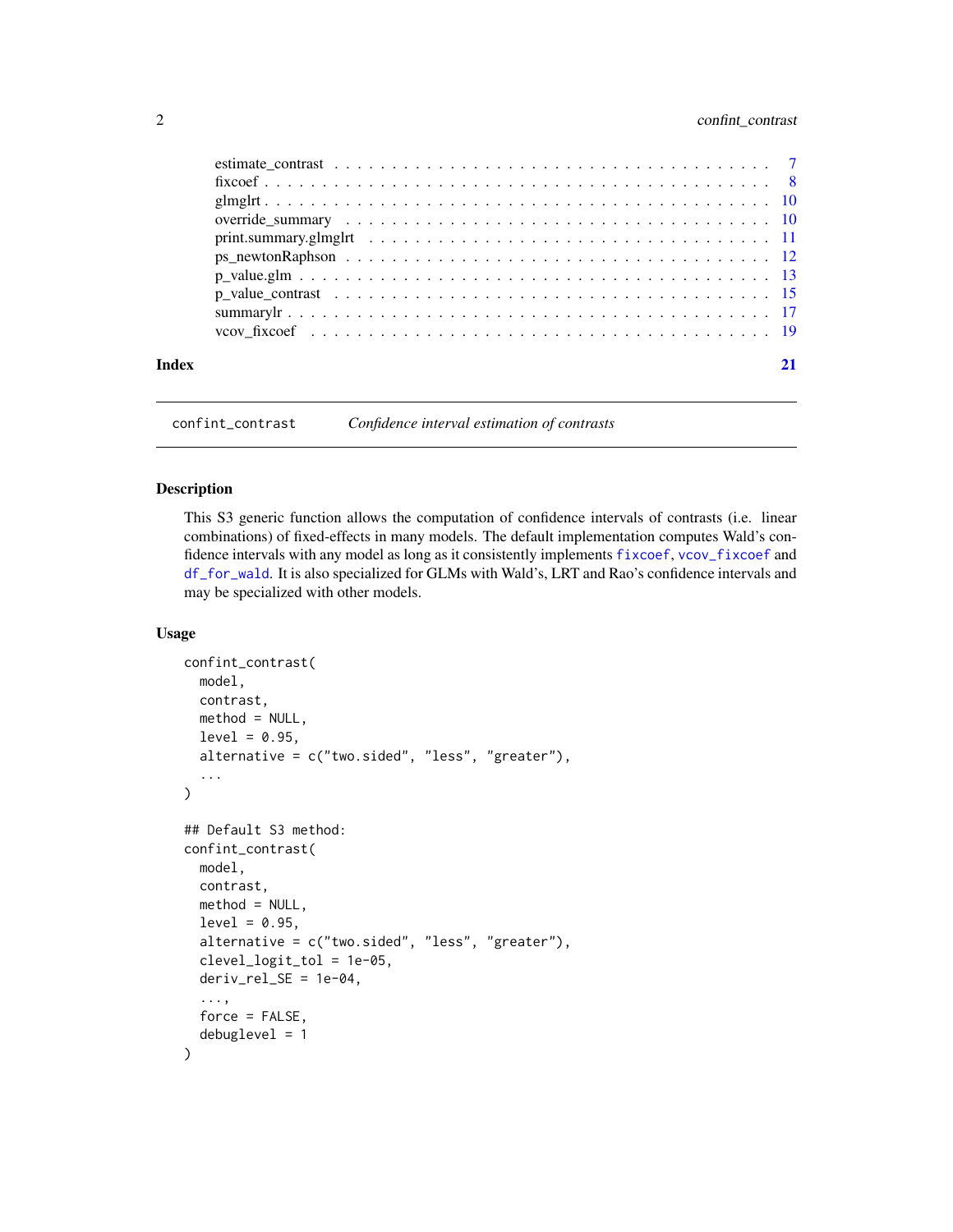estimate_contrast . . . . . . . . . . . . . . . . . . . . . . . . . . . . . . . . . . . . 7
fixcoef . . . . . . . . . . . . . . . . . . . . . . . . . . . . . . . . . . . . . . . . . 8
glmglrt . . . . . . . . . . . . . . . . . . . . . . . . . . . . . . . . . . . . . . . . . 10
override_summary . . . . . . . . . . . . . . . . . . . . . . . . . . . . . . . . . . . . 10
print.summary.glmglrt . . . . . . . . . . . . . . . . . . . . . . . . . . . . . . . . . 11
ps_newtonRaphson . . . . . . . . . . . . . . . . . . . . . . . . . . . . . . . . . . . . 12
p_value.glm . . . . . . . . . . . . . . . . . . . . . . . . . . . . . . . . . . . . . . . 13
p_value_contrast . . . . . . . . . . . . . . . . . . . . . . . . . . . . . . . . . . . . 15
summarylr . . . . . . . . . . . . . . . . . . . . . . . . . . . . . . . . . . . . . . . . 17
vcov_fixcoef . . . . . . . . . . . . . . . . . . . . . . . . . . . . . . . . . . . . . . 19

**Index** **21**

---

`confint_contrast` *Confidence interval estimation of contrasts*

---

### Description

This S3 generic function allows the computation of confidence intervals of contrasts (i.e. linear combinations) of fixed-effects in many models. The default implementation computes Wald's confidence intervals with any model as long as it consistently implements `fixcoef`, `vcov_fixcoef` and `df_for_wald`. It is also specialized for GLMs with Wald's, LRT and Rao's confidence intervals and may be specialized with other models.

### Usage

```
confint_contrast(
  model,
  contrast,
  method = NULL,
  level = 0.95,
  alternative = c("two.sided", "less", "greater"),
  ...
)

## Default S3 method:
confint_contrast(
  model,
  contrast,
  method = NULL,
  level = 0.95,
  alternative = c("two.sided", "less", "greater"),
  clevel_logit_tol = 1e-05,
  deriv_rel_SE = 1e-04,
  ...,
  force = FALSE,
  debuglevel = 1
)
```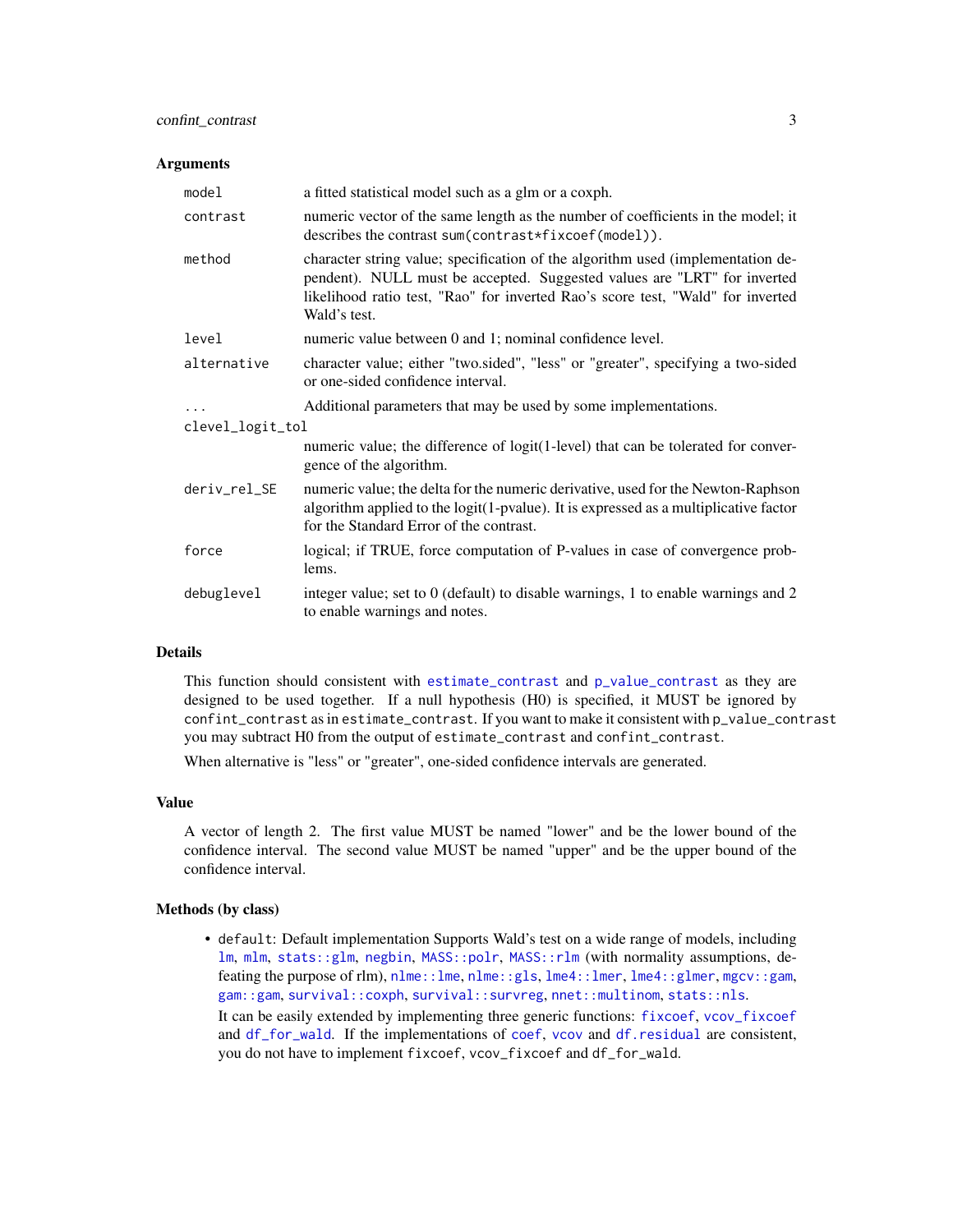### Arguments

| | |
|---|---|
| `model` | a fitted statistical model such as a glm or a coxph. |
| `contrast` | numeric vector of the same length as the number of coefficients in the model; it describes the contrast `sum(contrast*fixcoef(model))`. |
| `method` | character string value; specification of the algorithm used (implementation dependent). NULL must be accepted. Suggested values are "LRT" for inverted likelihood ratio test, "Rao" for inverted Rao's score test, "Wald" for inverted Wald's test. |
| `level` | numeric value between 0 and 1; nominal confidence level. |
| `alternative` | character value; either "two.sided", "less" or "greater", specifying a two-sided or one-sided confidence interval. |
| `...` | Additional parameters that may be used by some implementations. |
| `clevel_logit_tol` | numeric value; the difference of logit(1-level) that can be tolerated for convergence of the algorithm. |
| `deriv_rel_SE` | numeric value; the delta for the numeric derivative, used for the Newton-Raphson algorithm applied to the logit(1-pvalue). It is expressed as a multiplicative factor for the Standard Error of the contrast. |
| `force` | logical; if TRUE, force computation of P-values in case of convergence problems. |
| `debuglevel` | integer value; set to 0 (default) to disable warnings, 1 to enable warnings and 2 to enable warnings and notes. |

### Details

This function should consistent with `estimate_contrast` and `p_value_contrast` as they are designed to be used together. If a null hypothesis (H0) is specified, it MUST be ignored by `confint_contrast` as in `estimate_contrast`. If you want to make it consistent with `p_value_contrast` you may subtract H0 from the output of `estimate_contrast` and `confint_contrast`.

When alternative is "less" or "greater", one-sided confidence intervals are generated.

### Value

A vector of length 2. The first value MUST be named "lower" and be the lower bound of the confidence interval. The second value MUST be named "upper" and be the upper bound of the confidence interval.

### Methods (by class)

- `default`: Default implementation Supports Wald's test on a wide range of models, including `lm`, `mlm`, `stats::glm`, `negbin`, `MASS::polr`, `MASS::rlm` (with normality assumptions, defeating the purpose of rlm), `nlme::lme`, `nlme::gls`, `lme4::lmer`, `lme4::glmer`, `mgcv::gam`, `gam::gam`, `survival::coxph`, `survival::survreg`, `nnet::multinom`, `stats::nls`.

  It can be easily extended by implementing three generic functions: `fixcoef`, `vcov_fixcoef` and `df_for_wald`. If the implementations of `coef`, `vcov` and `df.residual` are consistent, you do not have to implement `fixcoef`, `vcov_fixcoef` and `df_for_wald`.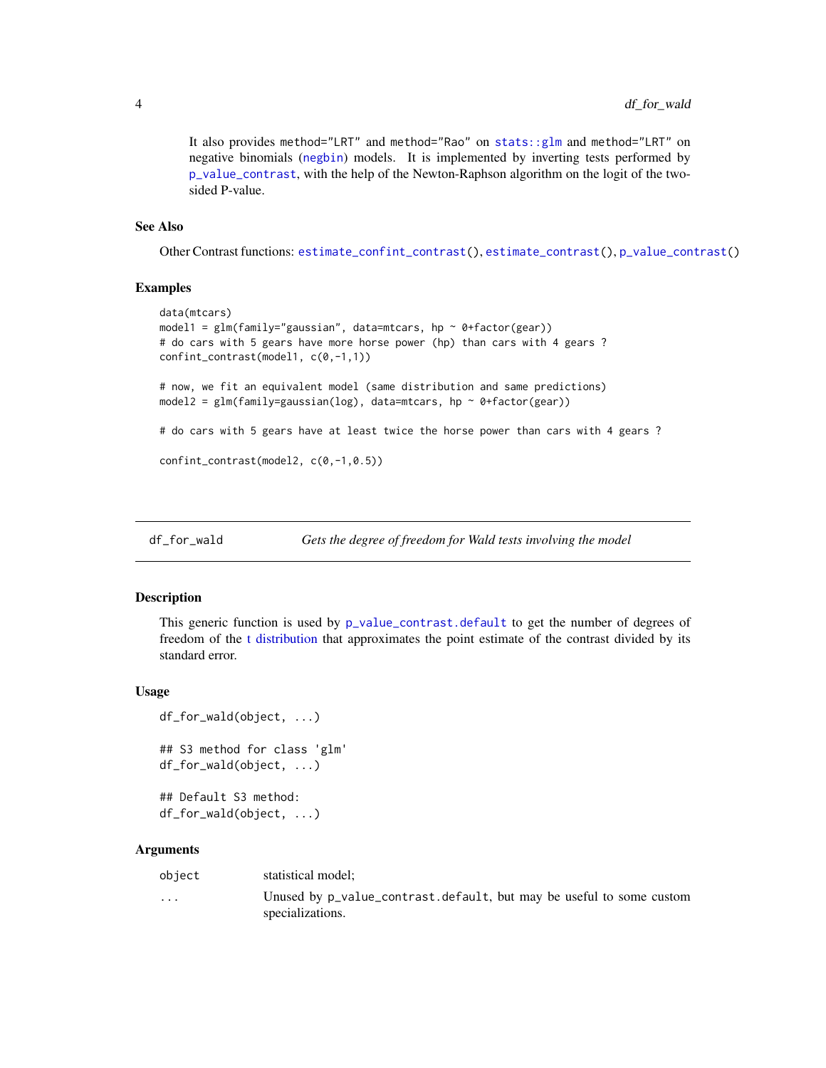It also provides method="LRT" and method="Rao" on stats::glm and method="LRT" on negative binomials (negbin) models. It is implemented by inverting tests performed by p_value_contrast, with the help of the Newton-Raphson algorithm on the logit of the two-sided P-value.

### See Also

Other Contrast functions: estimate_confint_contrast(), estimate_contrast(), p_value_contrast()

### Examples

```
data(mtcars)
model1 = glm(family="gaussian", data=mtcars, hp ~ 0+factor(gear))
# do cars with 5 gears have more horse power (hp) than cars with 4 gears ?
confint_contrast(model1, c(0,-1,1))

# now, we fit an equivalent model (same distribution and same predictions)
model2 = glm(family=gaussian(log), data=mtcars, hp ~ 0+factor(gear))

# do cars with 5 gears have at least twice the horse power than cars with 4 gears ?

confint_contrast(model2, c(0,-1,0.5))
```

---

## df_for_wald — *Gets the degree of freedom for Wald tests involving the model*

### Description

This generic function is used by p_value_contrast.default to get the number of degrees of freedom of the t distribution that approximates the point estimate of the contrast divided by its standard error.

### Usage

```
df_for_wald(object, ...)

## S3 method for class 'glm'
df_for_wald(object, ...)

## Default S3 method:
df_for_wald(object, ...)
```

### Arguments

| | |
|---|---|
| object | statistical model; |
| ... | Unused by p_value_contrast.default, but may be useful to some custom specializations. |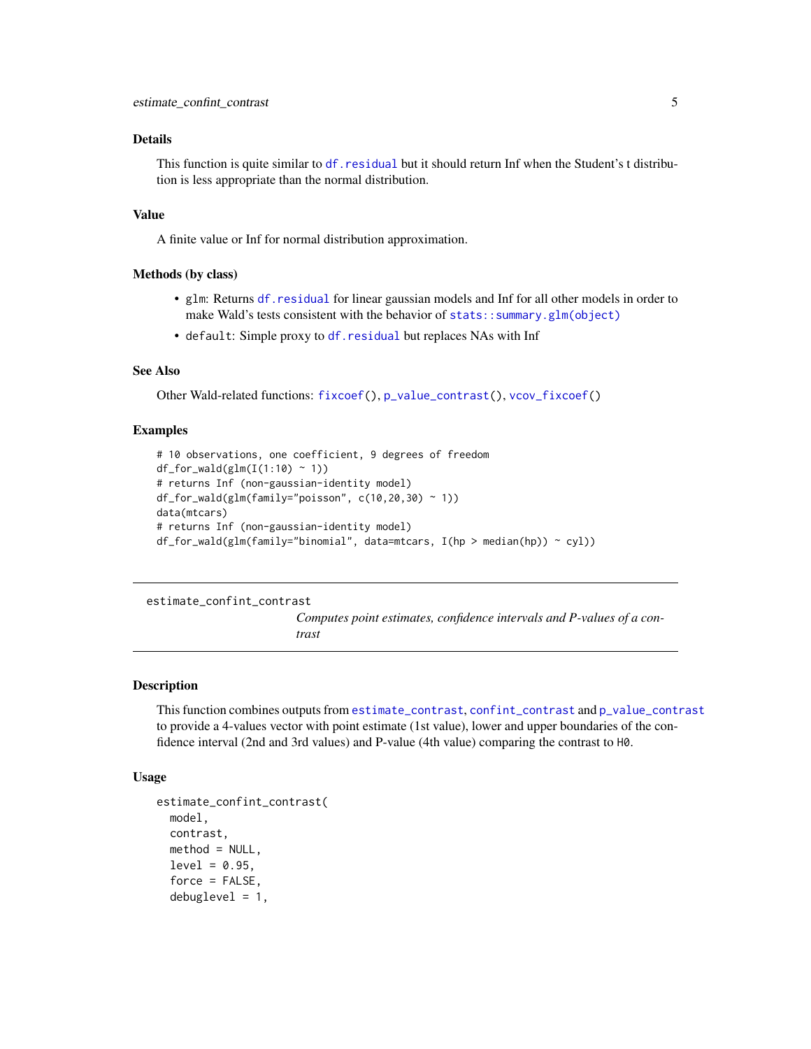### Details

This function is quite similar to `df.residual` but it should return Inf when the Student's t distribution is less appropriate than the normal distribution.

### Value

A finite value or Inf for normal distribution approximation.

### Methods (by class)

- `glm`: Returns `df.residual` for linear gaussian models and Inf for all other models in order to make Wald's tests consistent with the behavior of `stats::summary.glm(object)`
- `default`: Simple proxy to `df.residual` but replaces NAs with Inf

### See Also

Other Wald-related functions: `fixcoef()`, `p_value_contrast()`, `vcov_fixcoef()`

### Examples

```
# 10 observations, one coefficient, 9 degrees of freedom
df_for_wald(glm(I(1:10) ~ 1))
# returns Inf (non-gaussian-identity model)
df_for_wald(glm(family="poisson", c(10,20,30) ~ 1))
data(mtcars)
# returns Inf (non-gaussian-identity model)
df_for_wald(glm(family="binomial", data=mtcars, I(hp > median(hp)) ~ cyl))
```

---

## estimate_confint_contrast

*Computes point estimates, confidence intervals and P-values of a contrast*

---

### Description

This function combines outputs from `estimate_contrast`, `confint_contrast` and `p_value_contrast` to provide a 4-values vector with point estimate (1st value), lower and upper boundaries of the confidence interval (2nd and 3rd values) and P-value (4th value) comparing the contrast to `H0`.

### Usage

```
estimate_confint_contrast(
  model,
  contrast,
  method = NULL,
  level = 0.95,
  force = FALSE,
  debuglevel = 1,
```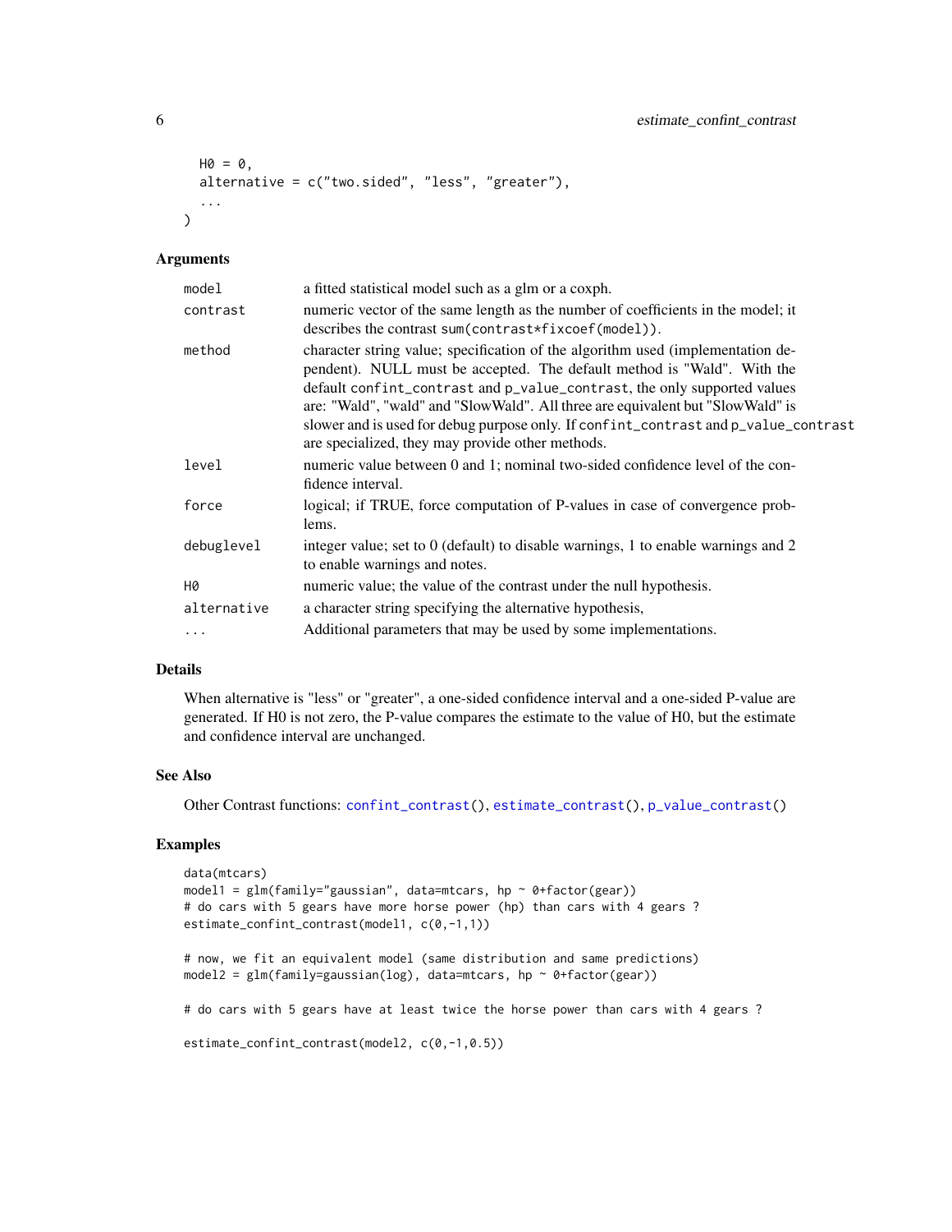```
  H0 = 0,
  alternative = c("two.sided", "less", "greater"),
  ...
)
```

### Arguments

| | |
|---|---|
| model | a fitted statistical model such as a glm or a coxph. |
| contrast | numeric vector of the same length as the number of coefficients in the model; it describes the contrast `sum(contrast*fixcoef(model))`. |
| method | character string value; specification of the algorithm used (implementation dependent). NULL must be accepted. The default method is "Wald". With the default `confint_contrast` and `p_value_contrast`, the only supported values are: "Wald", "wald" and "SlowWald". All three are equivalent but "SlowWald" is slower and is used for debug purpose only. If `confint_contrast` and `p_value_contrast` are specialized, they may provide other methods. |
| level | numeric value between 0 and 1; nominal two-sided confidence level of the confidence interval. |
| force | logical; if TRUE, force computation of P-values in case of convergence problems. |
| debuglevel | integer value; set to 0 (default) to disable warnings, 1 to enable warnings and 2 to enable warnings and notes. |
| H0 | numeric value; the value of the contrast under the null hypothesis. |
| alternative | a character string specifying the alternative hypothesis, |
| ... | Additional parameters that may be used by some implementations. |

### Details

When alternative is "less" or "greater", a one-sided confidence interval and a one-sided P-value are generated. If H0 is not zero, the P-value compares the estimate to the value of H0, but the estimate and confidence interval are unchanged.

### See Also

Other Contrast functions: `confint_contrast()`, `estimate_contrast()`, `p_value_contrast()`

### Examples

```
data(mtcars)
model1 = glm(family="gaussian", data=mtcars, hp ~ 0+factor(gear))
# do cars with 5 gears have more horse power (hp) than cars with 4 gears ?
estimate_confint_contrast(model1, c(0,-1,1))

# now, we fit an equivalent model (same distribution and same predictions)
model2 = glm(family=gaussian(log), data=mtcars, hp ~ 0+factor(gear))

# do cars with 5 gears have at least twice the horse power than cars with 4 gears ?

estimate_confint_contrast(model2, c(0,-1,0.5))
```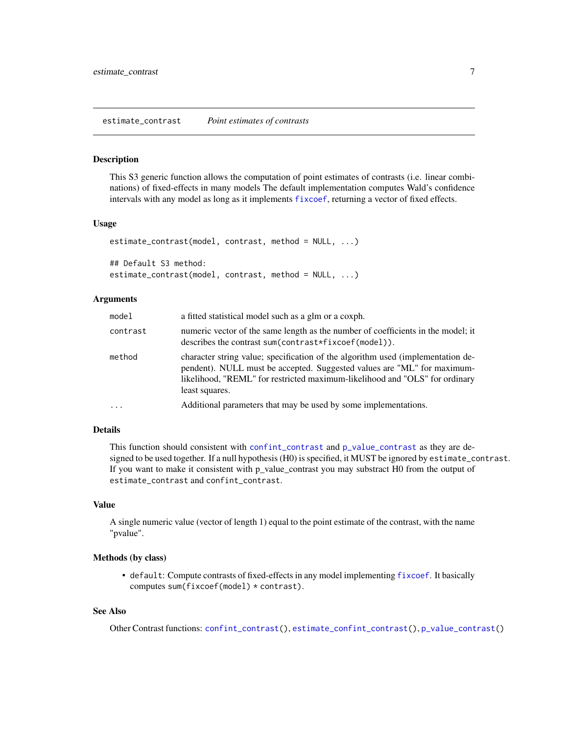estimate_contrast *Point estimates of contrasts*

## Description

This S3 generic function allows the computation of point estimates of contrasts (i.e. linear combinations) of fixed-effects in many models The default implementation computes Wald's confidence intervals with any model as long as it implements `fixcoef`, returning a vector of fixed effects.

## Usage

```
estimate_contrast(model, contrast, method = NULL, ...)

## Default S3 method:
estimate_contrast(model, contrast, method = NULL, ...)
```

## Arguments

| | |
|---|---|
| `model` | a fitted statistical model such as a glm or a coxph. |
| `contrast` | numeric vector of the same length as the number of coefficients in the model; it describes the contrast `sum(contrast*fixcoef(model))`. |
| `method` | character string value; specification of the algorithm used (implementation dependent). NULL must be accepted. Suggested values are "ML" for maximum-likelihood, "REML" for restricted maximum-likelihood and "OLS" for ordinary least squares. |
| `...` | Additional parameters that may be used by some implementations. |

## Details

This function should consistent with `confint_contrast` and `p_value_contrast` as they are designed to be used together. If a null hypothesis (H0) is specified, it MUST be ignored by `estimate_contrast`. If you want to make it consistent with p_value_contrast you may substract H0 from the output of `estimate_contrast` and `confint_contrast`.

## Value

A single numeric value (vector of length 1) equal to the point estimate of the contrast, with the name "pvalue".

## Methods (by class)

- `default`: Compute contrasts of fixed-effects in any model implementing `fixcoef`. It basically computes `sum(fixcoef(model) * contrast)`.

## See Also

Other Contrast functions: `confint_contrast()`, `estimate_confint_contrast()`, `p_value_contrast()`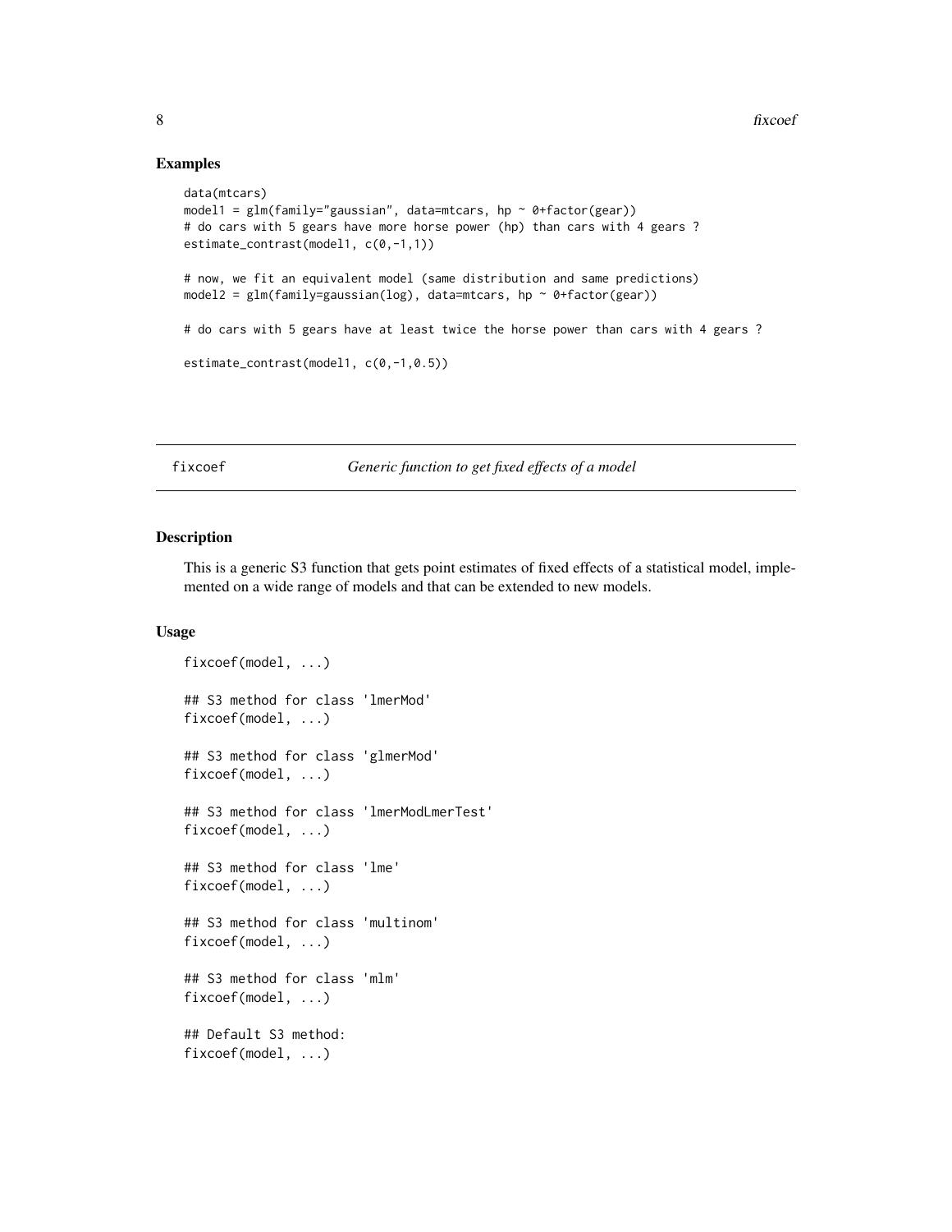### Examples

```
data(mtcars)
model1 = glm(family="gaussian", data=mtcars, hp ~ 0+factor(gear))
# do cars with 5 gears have more horse power (hp) than cars with 4 gears ?
estimate_contrast(model1, c(0,-1,1))

# now, we fit an equivalent model (same distribution and same predictions)
model2 = glm(family=gaussian(log), data=mtcars, hp ~ 0+factor(gear))

# do cars with 5 gears have at least twice the horse power than cars with 4 gears ?

estimate_contrast(model1, c(0,-1,0.5))
```

---

## fixcoef — *Generic function to get fixed effects of a model*

---

### Description

This is a generic S3 function that gets point estimates of fixed effects of a statistical model, implemented on a wide range of models and that can be extended to new models.

### Usage

```
fixcoef(model, ...)

## S3 method for class 'lmerMod'
fixcoef(model, ...)

## S3 method for class 'glmerMod'
fixcoef(model, ...)

## S3 method for class 'lmerModLmerTest'
fixcoef(model, ...)

## S3 method for class 'lme'
fixcoef(model, ...)

## S3 method for class 'multinom'
fixcoef(model, ...)

## S3 method for class 'mlm'
fixcoef(model, ...)

## Default S3 method:
fixcoef(model, ...)
```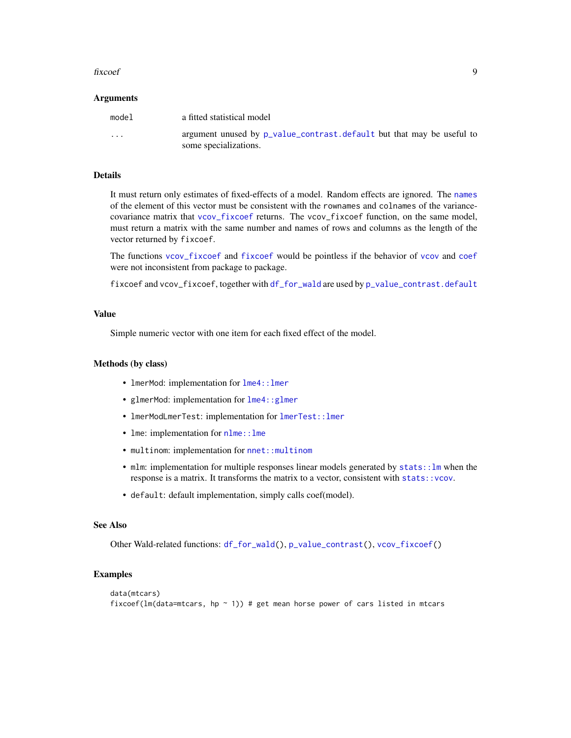### Arguments

| | |
|---|---|
| `model` | a fitted statistical model |
| `...` | argument unused by `p_value_contrast.default` but that may be useful to some specializations. |

### Details

It must return only estimates of fixed-effects of a model. Random effects are ignored. The `names` of the element of this vector must be consistent with the `rownames` and `colnames` of the variance-covariance matrix that `vcov_fixcoef` returns. The `vcov_fixcoef` function, on the same model, must return a matrix with the same number and names of rows and columns as the length of the vector returned by `fixcoef`.

The functions `vcov_fixcoef` and `fixcoef` would be pointless if the behavior of `vcov` and `coef` were not inconsistent from package to package.

`fixcoef` and `vcov_fixcoef`, together with `df_for_wald` are used by `p_value_contrast.default`

### Value

Simple numeric vector with one item for each fixed effect of the model.

### Methods (by class)

- `lmerMod`: implementation for `lme4::lmer`
- `glmerMod`: implementation for `lme4::glmer`
- `lmerModLmerTest`: implementation for `lmerTest::lmer`
- `lme`: implementation for `nlme::lme`
- `multinom`: implementation for `nnet::multinom`
- `mlm`: implementation for multiple responses linear models generated by `stats::lm` when the response is a matrix. It transforms the matrix to a vector, consistent with `stats::vcov`.
- `default`: default implementation, simply calls coef(model).

### See Also

Other Wald-related functions: `df_for_wald()`, `p_value_contrast()`, `vcov_fixcoef()`

### Examples

```
data(mtcars)
fixcoef(lm(data=mtcars, hp ~ 1)) # get mean horse power of cars listed in mtcars
```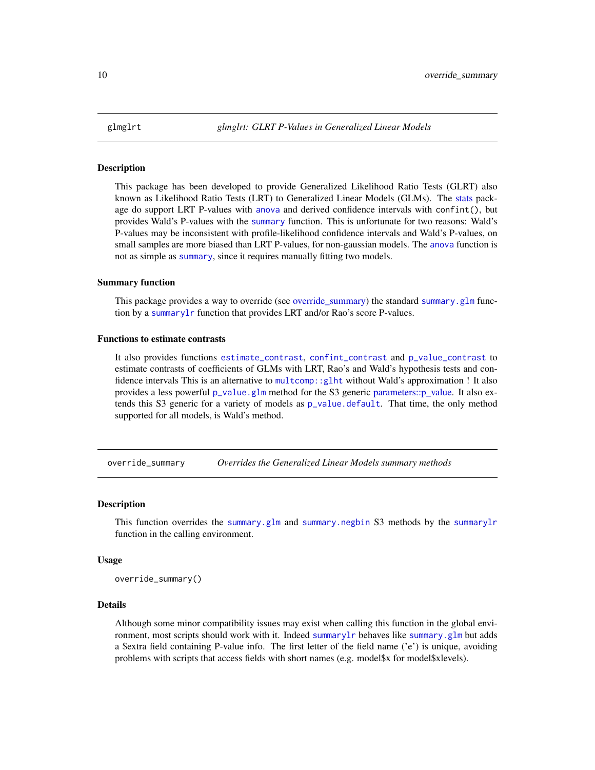## glmglrt — *glmglrt: GLRT P-Values in Generalized Linear Models*

### Description

This package has been developed to provide Generalized Likelihood Ratio Tests (GLRT) also known as Likelihood Ratio Tests (LRT) to Generalized Linear Models (GLMs). The stats package do support LRT P-values with anova and derived confidence intervals with `confint()`, but provides Wald's P-values with the summary function. This is unfortunate for two reasons: Wald's P-values may be inconsistent with profile-likelihood confidence intervals and Wald's P-values, on small samples are more biased than LRT P-values, for non-gaussian models. The anova function is not as simple as summary, since it requires manually fitting two models.

### Summary function

This package provides a way to override (see override_summary) the standard `summary.glm` function by a `summarylr` function that provides LRT and/or Rao's score P-values.

### Functions to estimate contrasts

It also provides functions `estimate_contrast`, `confint_contrast` and `p_value_contrast` to estimate contrasts of coefficients of GLMs with LRT, Rao's and Wald's hypothesis tests and confidence intervals This is an alternative to `multcomp::glht` without Wald's approximation ! It also provides a less powerful `p_value.glm` method for the S3 generic parameters::p_value. It also extends this S3 generic for a variety of models as `p_value.default`. That time, the only method supported for all models, is Wald's method.

## override_summary — *Overrides the Generalized Linear Models summary methods*

### Description

This function overrides the `summary.glm` and `summary.negbin` S3 methods by the `summarylr` function in the calling environment.

### Usage

```
override_summary()
```

### Details

Although some minor compatibility issues may exist when calling this function in the global environment, most scripts should work with it. Indeed `summarylr` behaves like `summary.glm` but adds a $extra field containing P-value info. The first letter of the field name ('e') is unique, avoiding problems with scripts that access fields with short names (e.g. model$x for model$xlevels).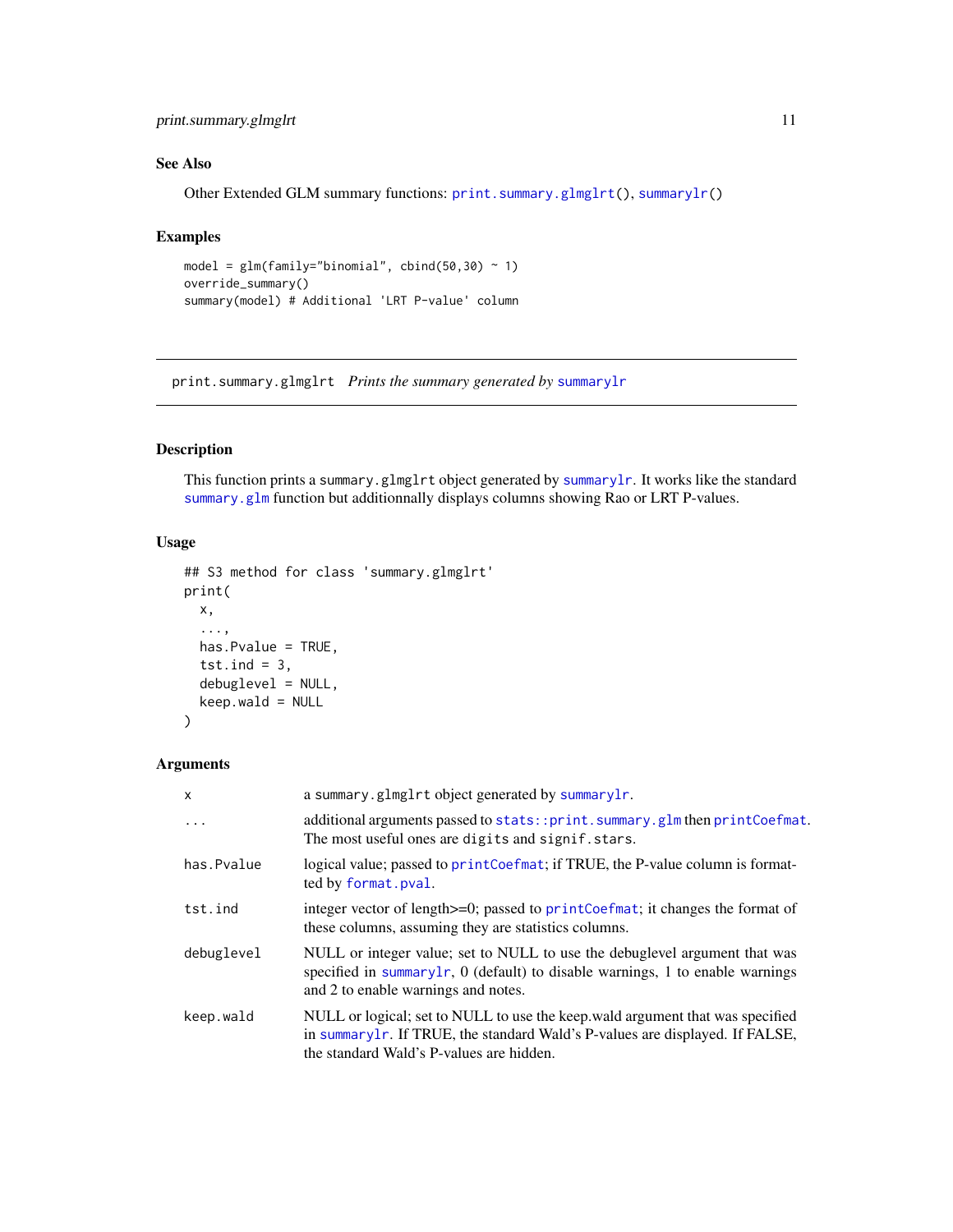## See Also

Other Extended GLM summary functions: print.summary.glmglrt(), summarylr()

## Examples

```
model = glm(family="binomial", cbind(50,30) ~ 1)
override_summary()
summary(model) # Additional 'LRT P-value' column
```

---

# print.summary.glmglrt *Prints the summary generated by summarylr*

---

## Description

This function prints a summary.glmglrt object generated by summarylr. It works like the standard summary.glm function but additionnally displays columns showing Rao or LRT P-values.

## Usage

```
## S3 method for class 'summary.glmglrt'
print(
  x,
  ...,
  has.Pvalue = TRUE,
  tst.ind = 3,
  debuglevel = NULL,
  keep.wald = NULL
)
```

## Arguments

| | |
|---|---|
| x | a summary.glmglrt object generated by summarylr. |
| ... | additional arguments passed to stats::print.summary.glm then printCoefmat. The most useful ones are digits and signif.stars. |
| has.Pvalue | logical value; passed to printCoefmat; if TRUE, the P-value column is formatted by format.pval. |
| tst.ind | integer vector of length>=0; passed to printCoefmat; it changes the format of these columns, assuming they are statistics columns. |
| debuglevel | NULL or integer value; set to NULL to use the debuglevel argument that was specified in summarylr, 0 (default) to disable warnings, 1 to enable warnings and 2 to enable warnings and notes. |
| keep.wald | NULL or logical; set to NULL to use the keep.wald argument that was specified in summarylr. If TRUE, the standard Wald's P-values are displayed. If FALSE, the standard Wald's P-values are hidden. |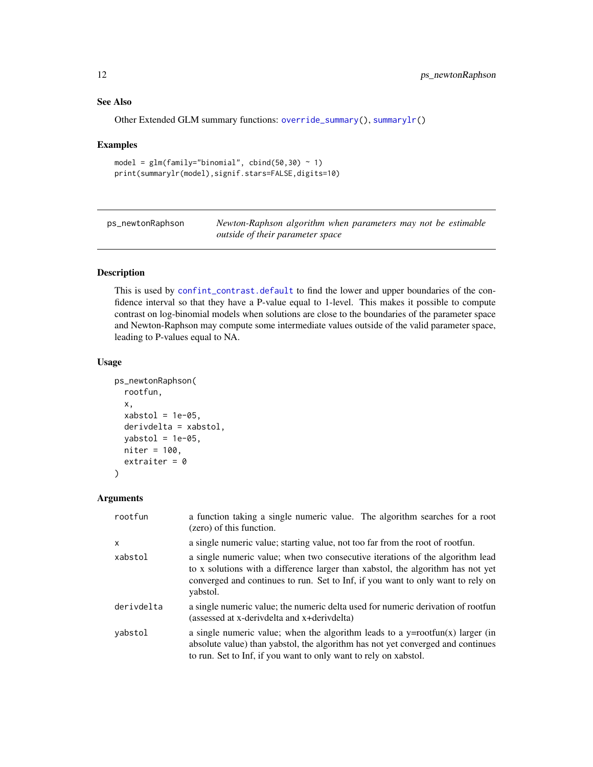### See Also

Other Extended GLM summary functions: `override_summary()`, `summarylr()`

### Examples

```
model = glm(family="binomial", cbind(50,30) ~ 1)
print(summarylr(model),signif.stars=FALSE,digits=10)
```

---

## ps_newtonRaphson    *Newton-Raphson algorithm when parameters may not be estimable outside of their parameter space*

---

### Description

This is used by `confint_contrast.default` to find the lower and upper boundaries of the confidence interval so that they have a P-value equal to 1-level. This makes it possible to compute contrast on log-binomial models when solutions are close to the boundaries of the parameter space and Newton-Raphson may compute some intermediate values outside of the valid parameter space, leading to P-values equal to NA.

### Usage

```
ps_newtonRaphson(
  rootfun,
  x,
  xabstol = 1e-05,
  derivdelta = xabstol,
  yabstol = 1e-05,
  niter = 100,
  extraiter = 0
)
```

### Arguments

| | |
|---|---|
| rootfun | a function taking a single numeric value. The algorithm searches for a root (zero) of this function. |
| x | a single numeric value; starting value, not too far from the root of rootfun. |
| xabstol | a single numeric value; when two consecutive iterations of the algorithm lead to x solutions with a difference larger than xabstol, the algorithm has not yet converged and continues to run. Set to Inf, if you want to only want to rely on yabstol. |
| derivdelta | a single numeric value; the numeric delta used for numeric derivation of rootfun (assessed at x-derivdelta and x+derivdelta) |
| yabstol | a single numeric value; when the algorithm leads to a y=rootfun(x) larger (in absolute value) than yabstol, the algorithm has not yet converged and continues to run. Set to Inf, if you want to only want to rely on xabstol. |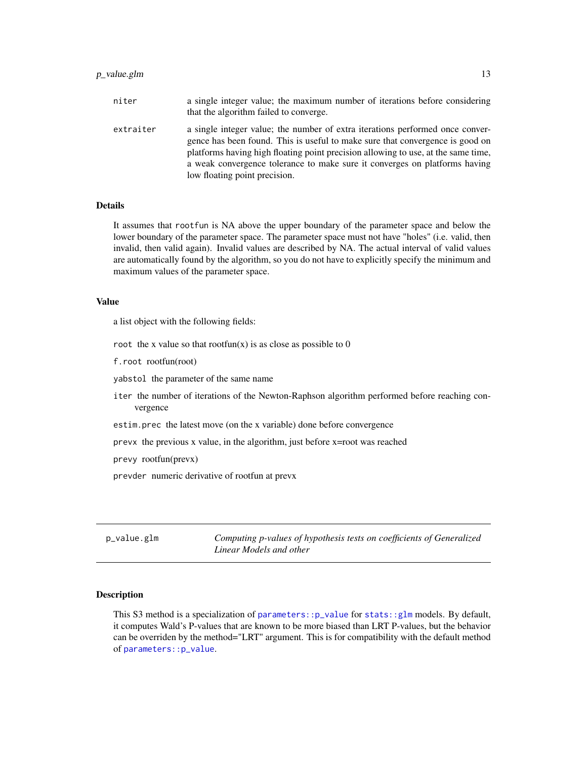niter
: a single integer value; the maximum number of iterations before considering that the algorithm failed to converge.

extraiter
: a single integer value; the number of extra iterations performed once convergence has been found. This is useful to make sure that convergence is good on platforms having high floating point precision allowing to use, at the same time, a weak convergence tolerance to make sure it converges on platforms having low floating point precision.

### Details

It assumes that `rootfun` is NA above the upper boundary of the parameter space and below the lower boundary of the parameter space. The parameter space must not have "holes" (i.e. valid, then invalid, then valid again). Invalid values are described by NA. The actual interval of valid values are automatically found by the algorithm, so you do not have to explicitly specify the minimum and maximum values of the parameter space.

### Value

a list object with the following fields:

`root` the x value so that rootfun(x) is as close as possible to 0

`f.root` rootfun(root)

`yabstol` the parameter of the same name

`iter` the number of iterations of the Newton-Raphson algorithm performed before reaching convergence

`estim.prec` the latest move (on the x variable) done before convergence

`prevx` the previous x value, in the algorithm, just before x=root was reached

`prevy` rootfun(prevx)

`prevder` numeric derivative of rootfun at prevx

---

## p_value.glm — *Computing p-values of hypothesis tests on coefficients of Generalized Linear Models and other*

---

### Description

This S3 method is a specialization of `parameters::p_value` for `stats::glm` models. By default, it computes Wald's P-values that are known to be more biased than LRT P-values, but the behavior can be overriden by the method="LRT" argument. This is for compatibility with the default method of `parameters::p_value`.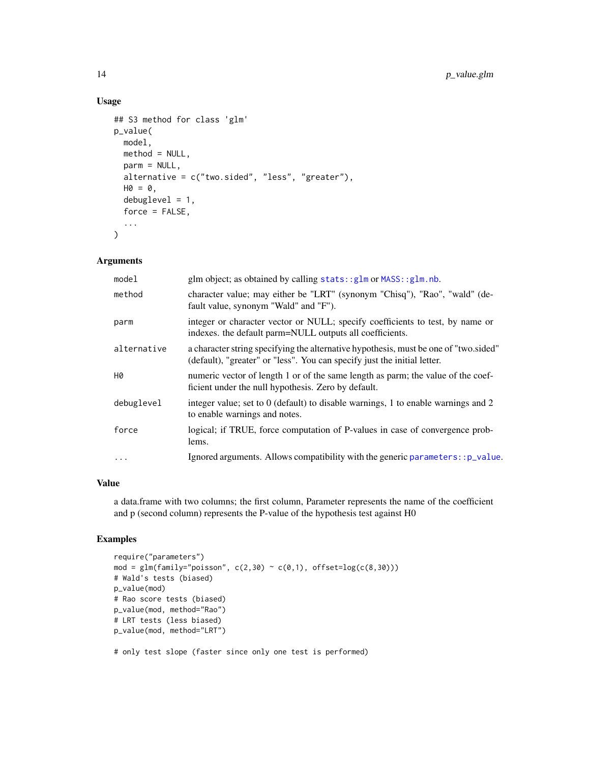### Usage

```
## S3 method for class 'glm'
p_value(
  model,
  method = NULL,
  parm = NULL,
  alternative = c("two.sided", "less", "greater"),
  H0 = 0,
  debuglevel = 1,
  force = FALSE,
  ...
)
```

### Arguments

| | |
|---|---|
| model | glm object; as obtained by calling stats::glm or MASS::glm.nb. |
| method | character value; may either be "LRT" (synonym "Chisq"), "Rao", "wald" (default value, synonym "Wald" and "F"). |
| parm | integer or character vector or NULL; specify coefficients to test, by name or indexes. the default parm=NULL outputs all coefficients. |
| alternative | a character string specifying the alternative hypothesis, must be one of "two.sided" (default), "greater" or "less". You can specify just the initial letter. |
| H0 | numeric vector of length 1 or of the same length as parm; the value of the coefficient under the null hypothesis. Zero by default. |
| debuglevel | integer value; set to 0 (default) to disable warnings, 1 to enable warnings and 2 to enable warnings and notes. |
| force | logical; if TRUE, force computation of P-values in case of convergence problems. |
| ... | Ignored arguments. Allows compatibility with the generic parameters::p_value. |

### Value

a data.frame with two columns; the first column, Parameter represents the name of the coefficient and p (second column) represents the P-value of the hypothesis test against H0

### Examples

```
require("parameters")
mod = glm(family="poisson", c(2,30) ~ c(0,1), offset=log(c(8,30)))
# Wald's tests (biased)
p_value(mod)
# Rao score tests (biased)
p_value(mod, method="Rao")
# LRT tests (less biased)
p_value(mod, method="LRT")

# only test slope (faster since only one test is performed)
```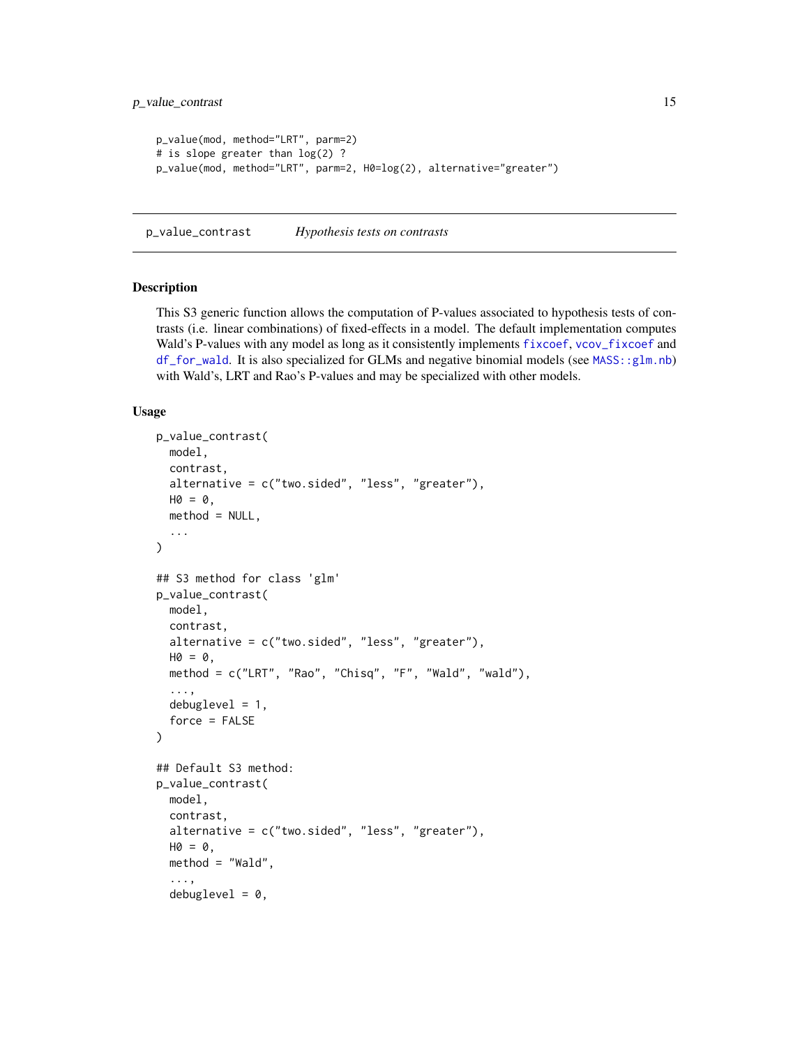```
p_value(mod, method="LRT", parm=2)
# is slope greater than log(2) ?
p_value(mod, method="LRT", parm=2, H0=log(2), alternative="greater")
```

## p_value_contrast — *Hypothesis tests on contrasts*

### Description

This S3 generic function allows the computation of P-values associated to hypothesis tests of contrasts (i.e. linear combinations) of fixed-effects in a model. The default implementation computes Wald's P-values with any model as long as it consistently implements `fixcoef`, `vcov_fixcoef` and `df_for_wald`. It is also specialized for GLMs and negative binomial models (see `MASS::glm.nb`) with Wald's, LRT and Rao's P-values and may be specialized with other models.

### Usage

```
p_value_contrast(
  model,
  contrast,
  alternative = c("two.sided", "less", "greater"),
  H0 = 0,
  method = NULL,
  ...
)

## S3 method for class 'glm'
p_value_contrast(
  model,
  contrast,
  alternative = c("two.sided", "less", "greater"),
  H0 = 0,
  method = c("LRT", "Rao", "Chisq", "F", "Wald", "wald"),
  ...,
  debuglevel = 1,
  force = FALSE
)

## Default S3 method:
p_value_contrast(
  model,
  contrast,
  alternative = c("two.sided", "less", "greater"),
  H0 = 0,
  method = "Wald",
  ...,
  debuglevel = 0,
```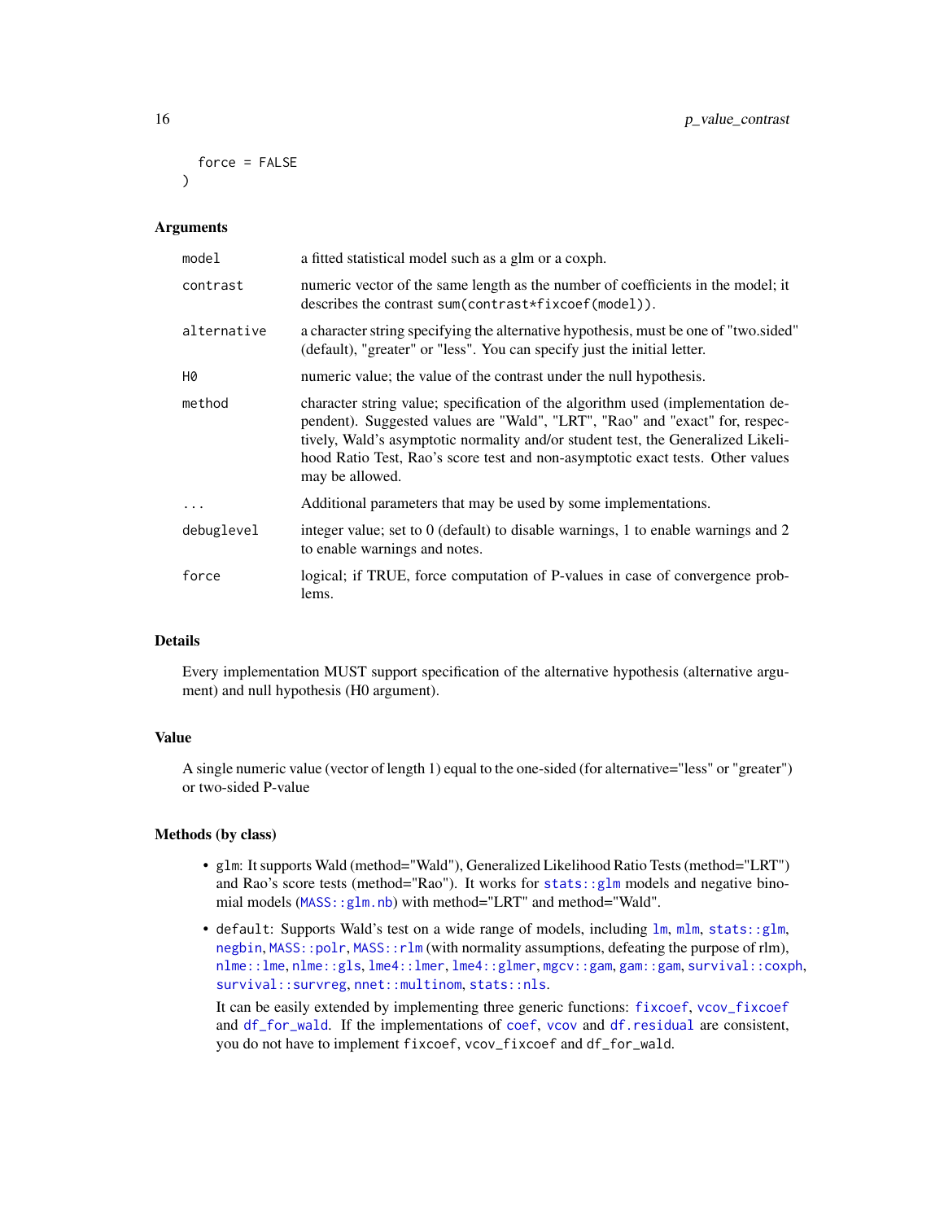```
  force = FALSE
)
```

### Arguments

| | |
|---|---|
| `model` | a fitted statistical model such as a glm or a coxph. |
| `contrast` | numeric vector of the same length as the number of coefficients in the model; it describes the contrast `sum(contrast*fixcoef(model))`. |
| `alternative` | a character string specifying the alternative hypothesis, must be one of "two.sided" (default), "greater" or "less". You can specify just the initial letter. |
| `H0` | numeric value; the value of the contrast under the null hypothesis. |
| `method` | character string value; specification of the algorithm used (implementation dependent). Suggested values are "Wald", "LRT", "Rao" and "exact" for, respectively, Wald's asymptotic normality and/or student test, the Generalized Likelihood Ratio Test, Rao's score test and non-asymptotic exact tests. Other values may be allowed. |
| `...` | Additional parameters that may be used by some implementations. |
| `debuglevel` | integer value; set to 0 (default) to disable warnings, 1 to enable warnings and 2 to enable warnings and notes. |
| `force` | logical; if TRUE, force computation of P-values in case of convergence problems. |

### Details

Every implementation MUST support specification of the alternative hypothesis (alternative argument) and null hypothesis (H0 argument).

### Value

A single numeric value (vector of length 1) equal to the one-sided (for alternative="less" or "greater") or two-sided P-value

### Methods (by class)

- `glm`: It supports Wald (method="Wald"), Generalized Likelihood Ratio Tests (method="LRT") and Rao's score tests (method="Rao"). It works for `stats::glm` models and negative binomial models (`MASS::glm.nb`) with method="LRT" and method="Wald".
- `default`: Supports Wald's test on a wide range of models, including `lm`, `mlm`, `stats::glm`, `negbin`, `MASS::polr`, `MASS::rlm` (with normality assumptions, defeating the purpose of rlm), `nlme::lme`, `nlme::gls`, `lme4::lmer`, `lme4::glmer`, `mgcv::gam`, `gam::gam`, `survival::coxph`, `survival::survreg`, `nnet::multinom`, `stats::nls`.

  It can be easily extended by implementing three generic functions: `fixcoef`, `vcov_fixcoef` and `df_for_wald`. If the implementations of `coef`, `vcov` and `df.residual` are consistent, you do not have to implement `fixcoef`, `vcov_fixcoef` and `df_for_wald`.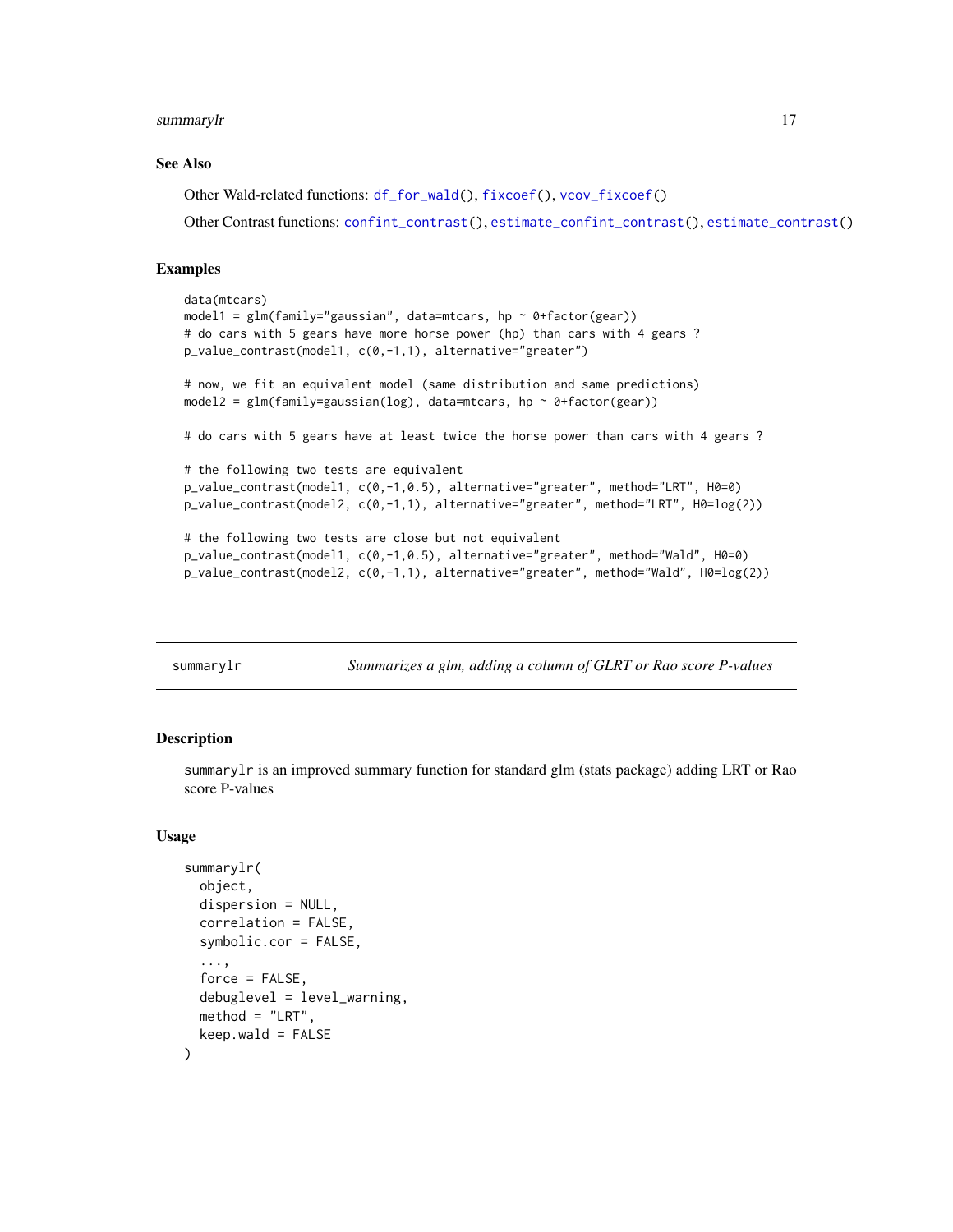### See Also

Other Wald-related functions: `df_for_wald()`, `fixcoef()`, `vcov_fixcoef()`

Other Contrast functions: `confint_contrast()`, `estimate_confint_contrast()`, `estimate_contrast()`

### Examples

```
data(mtcars)
model1 = glm(family="gaussian", data=mtcars, hp ~ 0+factor(gear))
# do cars with 5 gears have more horse power (hp) than cars with 4 gears ?
p_value_contrast(model1, c(0,-1,1), alternative="greater")

# now, we fit an equivalent model (same distribution and same predictions)
model2 = glm(family=gaussian(log), data=mtcars, hp ~ 0+factor(gear))

# do cars with 5 gears have at least twice the horse power than cars with 4 gears ?

# the following two tests are equivalent
p_value_contrast(model1, c(0,-1,0.5), alternative="greater", method="LRT", H0=0)
p_value_contrast(model2, c(0,-1,1), alternative="greater", method="LRT", H0=log(2))

# the following two tests are close but not equivalent
p_value_contrast(model1, c(0,-1,0.5), alternative="greater", method="Wald", H0=0)
p_value_contrast(model2, c(0,-1,1), alternative="greater", method="Wald", H0=log(2))
```

---

## summarylr — *Summarizes a glm, adding a column of GLRT or Rao score P-values*

### Description

`summarylr` is an improved summary function for standard glm (stats package) adding LRT or Rao score P-values

### Usage

```
summarylr(
  object,
  dispersion = NULL,
  correlation = FALSE,
  symbolic.cor = FALSE,
  ...,
  force = FALSE,
  debuglevel = level_warning,
  method = "LRT",
  keep.wald = FALSE
)
```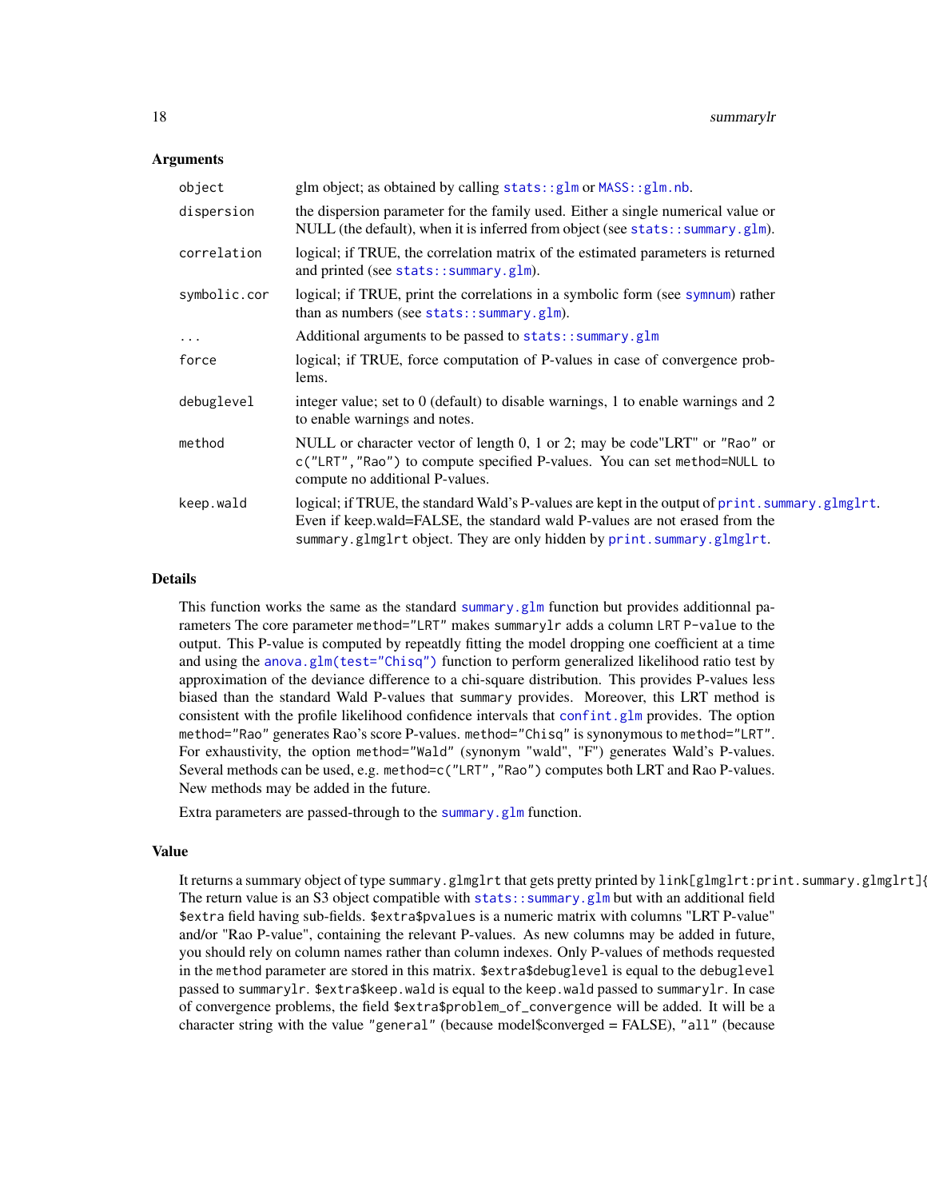### Arguments

| | |
|---|---|
| `object` | glm object; as obtained by calling `stats::glm` or `MASS::glm.nb`. |
| `dispersion` | the dispersion parameter for the family used. Either a single numerical value or NULL (the default), when it is inferred from object (see `stats::summary.glm`). |
| `correlation` | logical; if TRUE, the correlation matrix of the estimated parameters is returned and printed (see `stats::summary.glm`). |
| `symbolic.cor` | logical; if TRUE, print the correlations in a symbolic form (see `symnum`) rather than as numbers (see `stats::summary.glm`). |
| `...` | Additional arguments to be passed to `stats::summary.glm` |
| `force` | logical; if TRUE, force computation of P-values in case of convergence problems. |
| `debuglevel` | integer value; set to 0 (default) to disable warnings, 1 to enable warnings and 2 to enable warnings and notes. |
| `method` | NULL or character vector of length 0, 1 or 2; may be code"LRT" or `"Rao"` or `c("LRT","Rao")` to compute specified P-values. You can set `method=NULL` to compute no additional P-values. |
| `keep.wald` | logical; if TRUE, the standard Wald's P-values are kept in the output of `print.summary.glmglrt`. Even if keep.wald=FALSE, the standard wald P-values are not erased from the `summary.glmglrt` object. They are only hidden by `print.summary.glmglrt`. |

### Details

This function works the same as the standard `summary.glm` function but provides additionnal parameters The core parameter `method="LRT"` makes `summarylr` adds a column `LRT P-value` to the output. This P-value is computed by repeatdly fitting the model dropping one coefficient at a time and using the `anova.glm(test="Chisq")` function to perform generalized likelihood ratio test by approximation of the deviance difference to a chi-square distribution. This provides P-values less biased than the standard Wald P-values that `summary` provides. Moreover, this LRT method is consistent with the profile likelihood confidence intervals that `confint.glm` provides. The option `method="Rao"` generates Rao's score P-values. `method="Chisq"` is synonymous to `method="LRT"`. For exhaustivity, the option `method="Wald"` (synonym `"wald"`, `"F"`) generates Wald's P-values. Several methods can be used, e.g. `method=c("LRT","Rao")` computes both LRT and Rao P-values. New methods may be added in the future.

Extra parameters are passed-through to the `summary.glm` function.

### Value

It returns a summary object of type `summary.glmglrt` that gets pretty printed by `link[glmglrt:print.summary.glmglrt]{` The return value is an S3 object compatible with `stats::summary.glm` but with an additional field `$extra` field having sub-fields. `$extra$pvalues` is a numeric matrix with columns "LRT P-value" and/or "Rao P-value", containing the relevant P-values. As new columns may be added in future, you should rely on column names rather than column indexes. Only P-values of methods requested in the `method` parameter are stored in this matrix. `$extra$debuglevel` is equal to the `debuglevel` passed to `summarylr`. `$extra$keep.wald` is equal to the `keep.wald` passed to `summarylr`. In case of convergence problems, the field `$extra$problem_of_convergence` will be added. It will be a character string with the value `"general"` (because model$converged = FALSE), `"all"` (because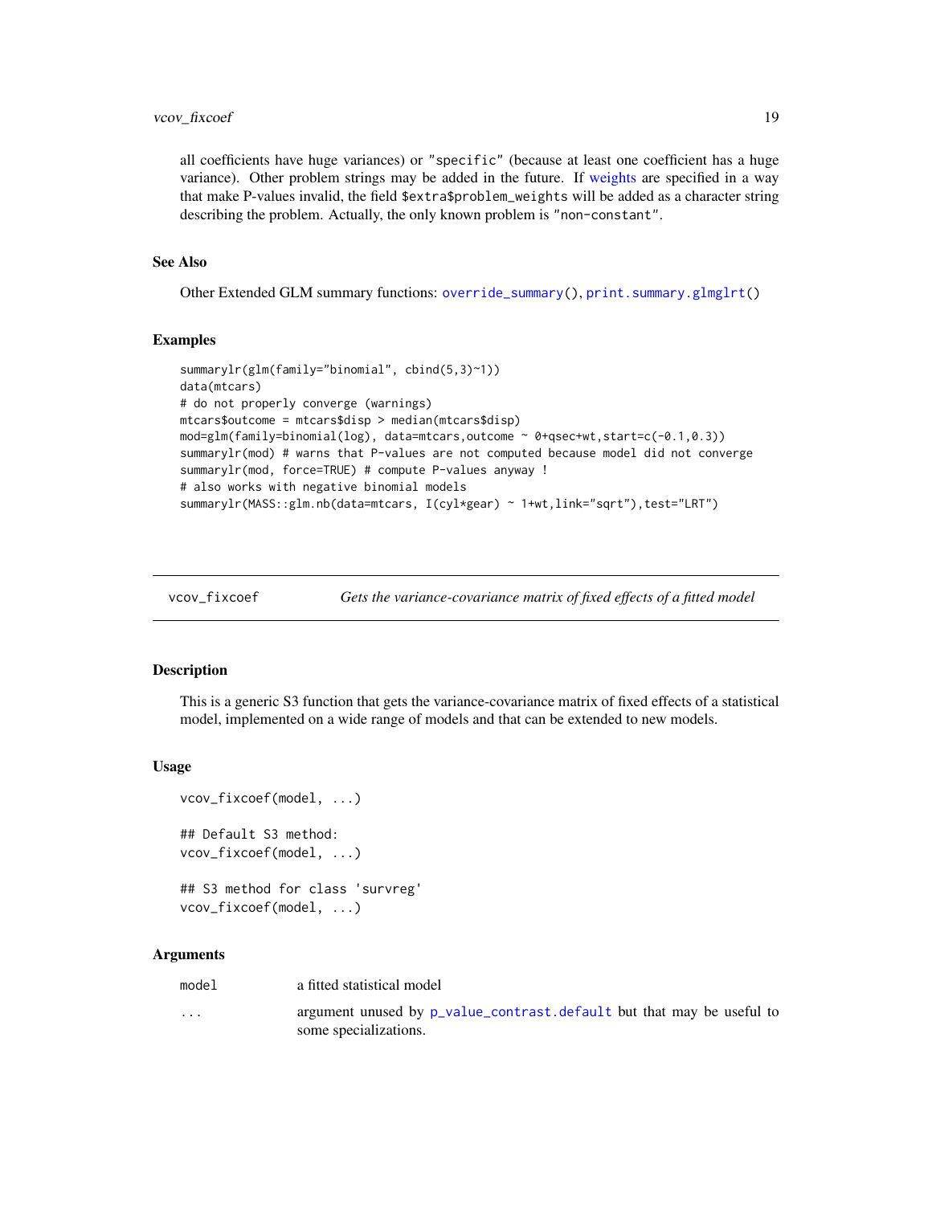all coefficients have huge variances) or "specific" (because at least one coefficient has a huge variance). Other problem strings may be added in the future. If weights are specified in a way that make P-values invalid, the field $extra$problem_weights will be added as a character string describing the problem. Actually, the only known problem is "non-constant".

### See Also

Other Extended GLM summary functions: override_summary(), print.summary.glmglrt()

### Examples

```
summarylr(glm(family="binomial", cbind(5,3)~1))
data(mtcars)
# do not properly converge (warnings)
mtcars$outcome = mtcars$disp > median(mtcars$disp)
mod=glm(family=binomial(log), data=mtcars,outcome ~ 0+qsec+wt,start=c(-0.1,0.3))
summarylr(mod) # warns that P-values are not computed because model did not converge
summarylr(mod, force=TRUE) # compute P-values anyway !
# also works with negative binomial models
summarylr(MASS::glm.nb(data=mtcars, I(cyl*gear) ~ 1+wt,link="sqrt"),test="LRT")
```

---

## vcov_fixcoef — *Gets the variance-covariance matrix of fixed effects of a fitted model*

### Description

This is a generic S3 function that gets the variance-covariance matrix of fixed effects of a statistical model, implemented on a wide range of models and that can be extended to new models.

### Usage

```
vcov_fixcoef(model, ...)

## Default S3 method:
vcov_fixcoef(model, ...)

## S3 method for class 'survreg'
vcov_fixcoef(model, ...)
```

### Arguments

| | |
|---|---|
| model | a fitted statistical model |
| ... | argument unused by p_value_contrast.default but that may be useful to some specializations. |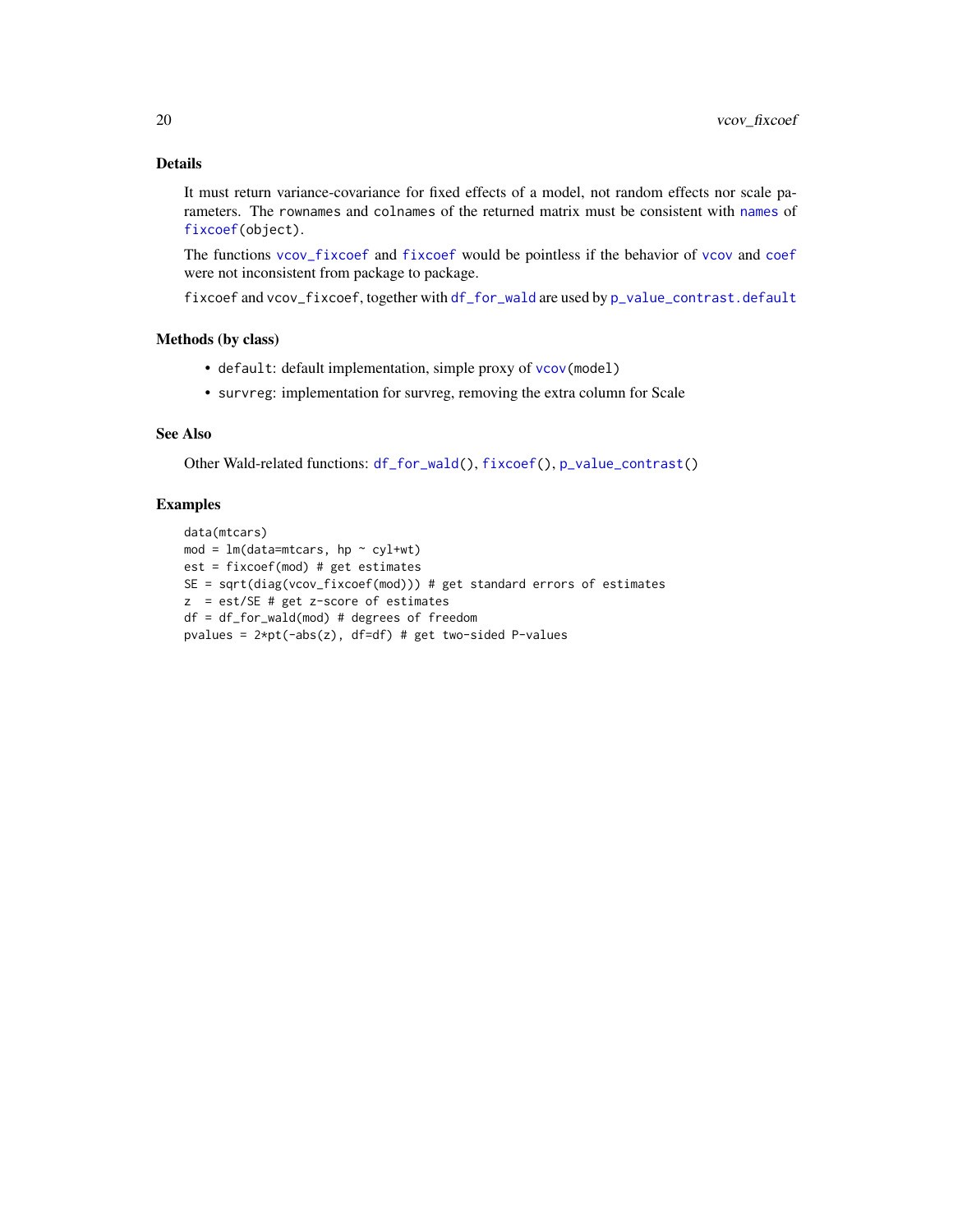## Details

It must return variance-covariance for fixed effects of a model, not random effects nor scale parameters. The `rownames` and `colnames` of the returned matrix must be consistent with `names` of `fixcoef(object)`.

The functions `vcov_fixcoef` and `fixcoef` would be pointless if the behavior of `vcov` and `coef` were not inconsistent from package to package.

`fixcoef` and `vcov_fixcoef`, together with `df_for_wald` are used by `p_value_contrast.default`

## Methods (by class)

- `default`: default implementation, simple proxy of `vcov(model)`
- `survreg`: implementation for survreg, removing the extra column for Scale

## See Also

Other Wald-related functions: `df_for_wald()`, `fixcoef()`, `p_value_contrast()`

## Examples

```
data(mtcars)
mod = lm(data=mtcars, hp ~ cyl+wt)
est = fixcoef(mod) # get estimates
SE = sqrt(diag(vcov_fixcoef(mod))) # get standard errors of estimates
z  = est/SE # get z-score of estimates
df = df_for_wald(mod) # degrees of freedom
pvalues = 2*pt(-abs(z), df=df) # get two-sided P-values
```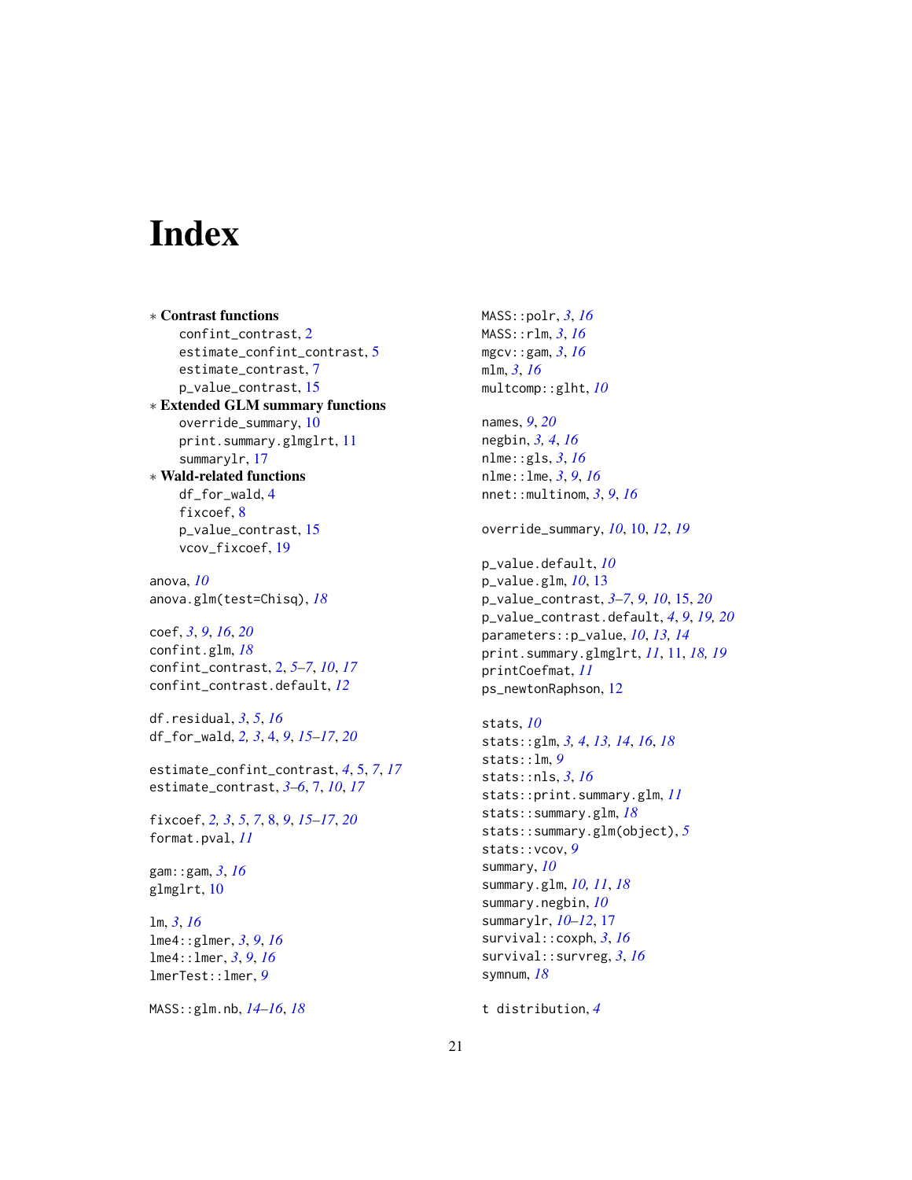# Index

∗ **Contrast functions**
- confint_contrast, 2
- estimate_confint_contrast, 5
- estimate_contrast, 7
- p_value_contrast, 15

∗ **Extended GLM summary functions**
- override_summary, 10
- print.summary.glmglrt, 11
- summarylr, 17

∗ **Wald-related functions**
- df_for_wald, 4
- fixcoef, 8
- p_value_contrast, 15
- vcov_fixcoef, 19

anova, *10*
anova.glm(test=Chisq), *18*

coef, *3*, *9*, *16*, *20*
confint.glm, *18*
confint_contrast, 2, *5–7*, *10*, *17*
confint_contrast.default, *12*

df.residual, *3*, *5*, *16*
df_for_wald, *2, 3*, 4, *9*, *15–17*, *20*

estimate_confint_contrast, *4*, 5, *7*, *17*
estimate_contrast, *3–6*, 7, *10*, *17*

fixcoef, *2, 3*, *5*, *7*, 8, *9*, *15–17*, *20*
format.pval, *11*

gam::gam, *3*, *16*
glmglrt, 10

lm, *3*, *16*
lme4::glmer, *3*, *9*, *16*
lme4::lmer, *3*, *9*, *16*
lmerTest::lmer, *9*

MASS::glm.nb, *14–16*, *18*
MASS::polr, *3*, *16*
MASS::rlm, *3*, *16*
mgcv::gam, *3*, *16*
mlm, *3*, *16*
multcomp::glht, *10*

names, *9*, *20*
negbin, *3, 4*, *16*
nlme::gls, *3*, *16*
nlme::lme, *3*, *9*, *16*
nnet::multinom, *3*, *9*, *16*

override_summary, *10*, 10, *12*, *19*

p_value.default, *10*
p_value.glm, *10*, 13
p_value_contrast, *3–7*, *9, 10*, 15, *20*
p_value_contrast.default, *4*, *9*, *19, 20*
parameters::p_value, *10*, *13, 14*
print.summary.glmglrt, *11*, 11, *18, 19*
printCoefmat, *11*
ps_newtonRaphson, 12

stats, *10*
stats::glm, *3, 4*, *13, 14*, *16*, *18*
stats::lm, *9*
stats::nls, *3*, *16*
stats::print.summary.glm, *11*
stats::summary.glm, *18*
stats::summary.glm(object), *5*
stats::vcov, *9*
summary, *10*
summary.glm, *10, 11*, *18*
summary.negbin, *10*
summarylr, *10–12*, 17
survival::coxph, *3*, *16*
survival::survreg, *3*, *16*
symnum, *18*

t distribution, *4*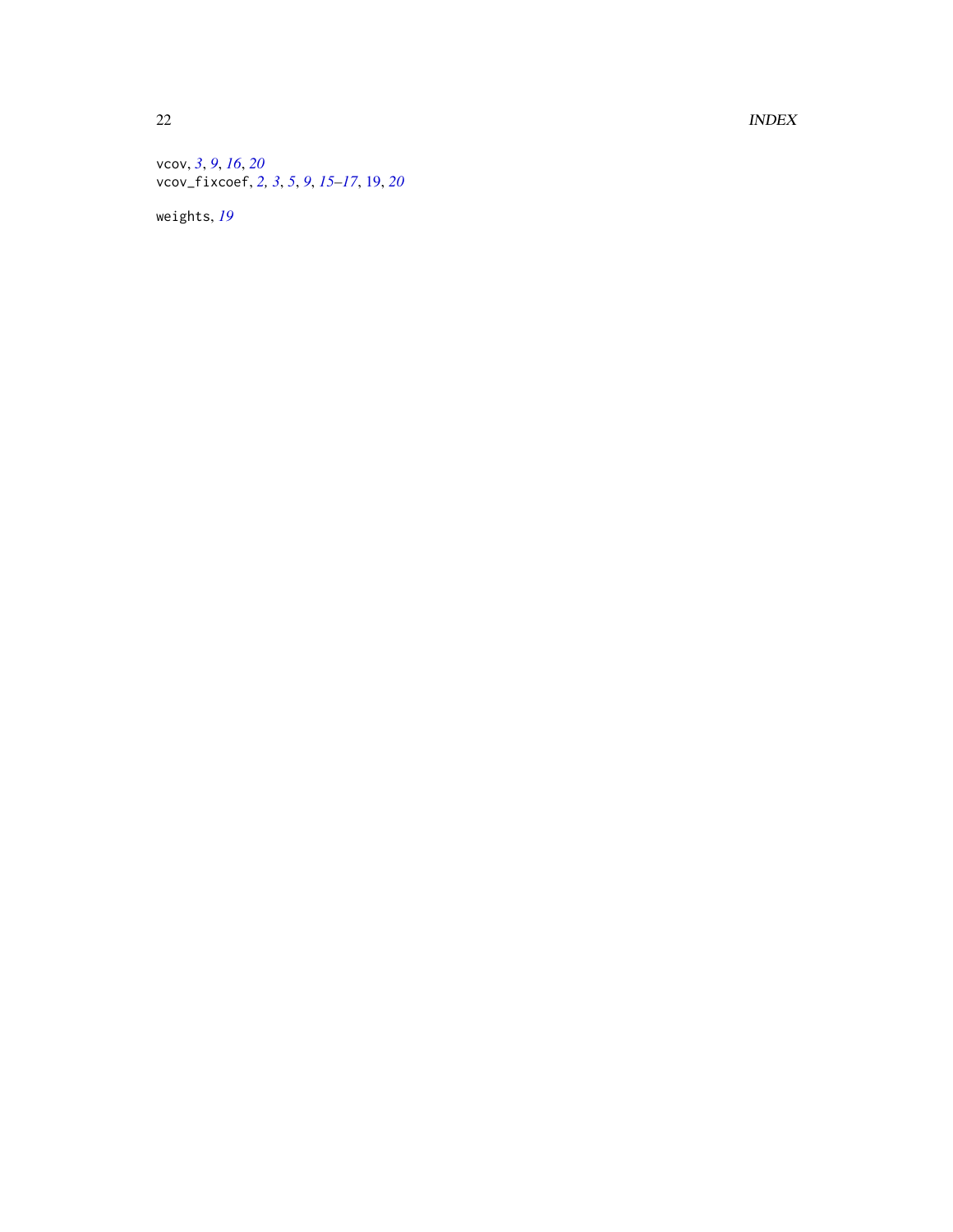vcov, *3*, *9*, *16*, *20*
vcov_fixcoef, *2, 3*, *5*, *9*, *15–17*, 19, *20*

weights, *19*